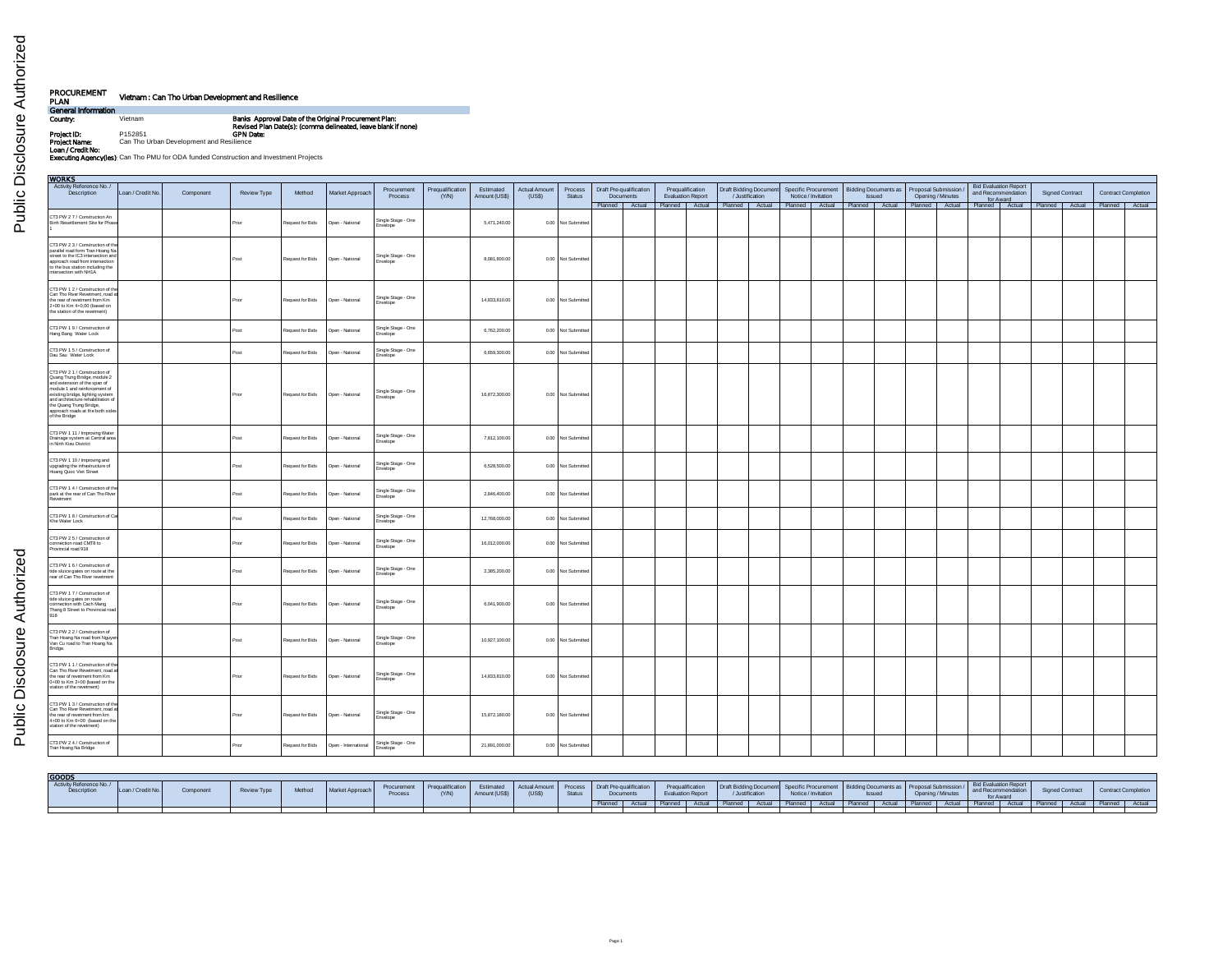# PROCUREMENT PLAN

## Vietnam : Can Tho Urban Development and Resilience

**General Information**

**Country:** Vietnam

**Banks Approval Date of the Original Procurement Plan:**

**Revised Plan Date(s): (comma delineated, leave blank if none)**

**Project ID:** P152851

**GPN Date:**

**Project Name:** Can Tho Urban Development and Resilience

**Loan / Credit No:**

**Executing Agency(ies):** Can Tho PMU for ODA funded Construction and Investment Projects

### WORKS

| Activity Reference No. / Description | Loan / Credit No. | Component | Review Type | Method | Market Approach | Procurement Process | Prequalification (Y/N) | Estimated Amount (US$) | Actual Amount (US$) | Process Status | Draft Pre-qualification Documents | | Prequalification Evaluation Report | | Draft Bidding Document / Justification | | Specific Procurement Notice / Invitation | | Bidding Documents as Issued | | Proposal Submission / Opening / Minutes | | Bid Evaluation Report and Recommendation for Award | | Signed Contract | | Contract Completion | |
|---|---|---|---|---|---|---|---|---|---|---|---|---|---|---|---|---|---|---|---|---|---|---|---|---|---|---|---|---|
| | | | | | | | | | | | Planned | Actual | Planned | Actual | Planned | Actual | Planned | Actual | Planned | Actual | Planned | Actual | Planned | Actual | Planned | Actual | Planned | Actual |
| CT3 PW 2 7 / Construction An Binh Resettlement Site for Phase 1 | | | Prior | Request for Bids | Open - National | Single Stage - One Envelope | | 5,471,240.00 | 0.00 | Not Submitted | | | | | | | | | | | | | | | | | | |
| CT3 PW 2 3 / Construction of the parallel road form Tran Hoang Na street to the IC3 intersection and approach road from intersection to the bus station including the intersection with NH1A | | | Post | Request for Bids | Open - National | Single Stage - One Envelope | | 8,081,800.00 | 0.00 | Not Submitted | | | | | | | | | | | | | | | | | | |
| CT3 PW 1 2 / Construction of the Can Tho River Revetment, road at the rear of revetment from Km 2+00 to Km 4+0,00 (based on the station of the revetment) | | | Prior | Request for Bids | Open - National | Single Stage - One Envelope | | 14,833,810.00 | 0.00 | Not Submitted | | | | | | | | | | | | | | | | | | |
| CT3 PW 1 9 / Construction of Hang Bang Water Lock | | | Post | Request for Bids | Open - National | Single Stage - One Envelope | | 6,762,200.00 | 0.00 | Not Submitted | | | | | | | | | | | | | | | | | | |
| CT3 PW 1 5 / Construction of Dau Sau Water Lock | | | Post | Request for Bids | Open - National | Single Stage - One Envelope | | 6,659,300.00 | 0.00 | Not Submitted | | | | | | | | | | | | | | | | | | |
| CT3 PW 2 1 / Construction of Quang Trung Bridge, module 2 and extension of the span of module 1 and reinforcement of existing bridge, lighting system and architecture rehabilitation of the Quang Trung Bridge, approach roads at the both sides of the Bridge | | | Prior | Request for Bids | Open - National | Single Stage - One Envelope | | 16,872,300.00 | 0.00 | Not Submitted | | | | | | | | | | | | | | | | | | |
| CT3 PW 1 11 / Improving Water Drainage system at Central area in Ninh Kieu District | | | Post | Request for Bids | Open - National | Single Stage - One Envelope | | 7,812,100.00 | 0.00 | Not Submitted | | | | | | | | | | | | | | | | | | |
| CT3 PW 1 10 / Improving and upgrading the infrastructure of Hoang Quoc Viet Street | | | Post | Request for Bids | Open - National | Single Stage - One Envelope | | 6,528,500.00 | 0.00 | Not Submitted | | | | | | | | | | | | | | | | | | |
| CT3 PW 1 4 / Construction of the park at the rear of Can Tho River Revetment | | | Post | Request for Bids | Open - National | Single Stage - One Envelope | | 2,846,400.00 | 0.00 | Not Submitted | | | | | | | | | | | | | | | | | | |
| CT3 PW 1 8 / Construction of Cai Khe Water Lock | | | Post | Request for Bids | Open - National | Single Stage - One Envelope | | 12,768,000.00 | 0.00 | Not Submitted | | | | | | | | | | | | | | | | | | |
| CT3 PW 2 5 / Construction of connection road CMT8 to Provincial road 918 | | | Prior | Request for Bids | Open - National | Single Stage - One Envelope | | 16,012,000.00 | 0.00 | Not Submitted | | | | | | | | | | | | | | | | | | |
| CT3 PW 1 6 / Construction of tide sluice gates on route at the rear of Can Tho River revetment | | | Post | Request for Bids | Open - National | Single Stage - One Envelope | | 2,385,200.00 | 0.00 | Not Submitted | | | | | | | | | | | | | | | | | | |
| CT3 PW 1 7 / Construction of tide sluice gates on route connection with Cach Mang Thang 8 Street to Provincial road 918 | | | Prior | Request for Bids | Open - National | Single Stage - One Envelope | | 6,041,900.00 | 0.00 | Not Submitted | | | | | | | | | | | | | | | | | | |
| CT3 PW 2 2 / Construction of Tran Hoang Na road from Nguyen Van Cu road to Tran Hoang Na Bridge. | | | Post | Request for Bids | Open - National | Single Stage - One Envelope | | 10,927,100.00 | 0.00 | Not Submitted | | | | | | | | | | | | | | | | | | |
| CT3 PW 1 1 / Construction of the Can Tho River Revetment, road at the rear of revetment from Km 0+00 to Km 2+00 (based on the station of the revetment) | | | Prior | Request for Bids | Open - National | Single Stage - One Envelope | | 14,833,810.00 | 0.00 | Not Submitted | | | | | | | | | | | | | | | | | | |
| CT3 PW 1 3 / Construction of the Can Tho River Revetment, road at the rear of revetment from km 4+00 to Km 6+00 (based on the station of the revetment) | | | Prior | Request for Bids | Open - National | Single Stage - One Envelope | | 15,872,380.00 | 0.00 | Not Submitted | | | | | | | | | | | | | | | | | | |
| CT3 PW 2 4 / Construction of Tran Hoang Na Bridge | | | Prior | Request for Bids | Open - International | Single Stage - One Envelope | | 21,891,000.00 | 0.00 | Not Submitted | | | | | | | | | | | | | | | | | | |

### GOODS

| Activity Reference No. / Description | Loan / Credit No. | Component | Review Type | Method | Market Approach | Procurement Process | Prequalification (Y/N) | Estimated Amount (US$) | Actual Amount (US$) | Process Status | Draft Pre-qualification Documents | | Prequalification Evaluation Report | | Draft Bidding Document / Justification | | Specific Procurement Notice / Invitation | | Bidding Documents as Issued | | Proposal Submission / Opening / Minutes | | Bid Evaluation Report and Recommendation for Award | | Signed Contract | | Contract Completion | |
|---|---|---|---|---|---|---|---|---|---|---|---|---|---|---|---|---|---|---|---|---|---|---|---|---|---|---|---|---|
| | | | | | | | | | | | Planned | Actual | Planned | Actual | Planned | Actual | Planned | Actual | Planned | Actual | Planned | Actual | Planned | Actual | Planned | Actual | Planned | Actual |
| | | | | | | | | | | | | | | | | | | | | | | | | | | | | |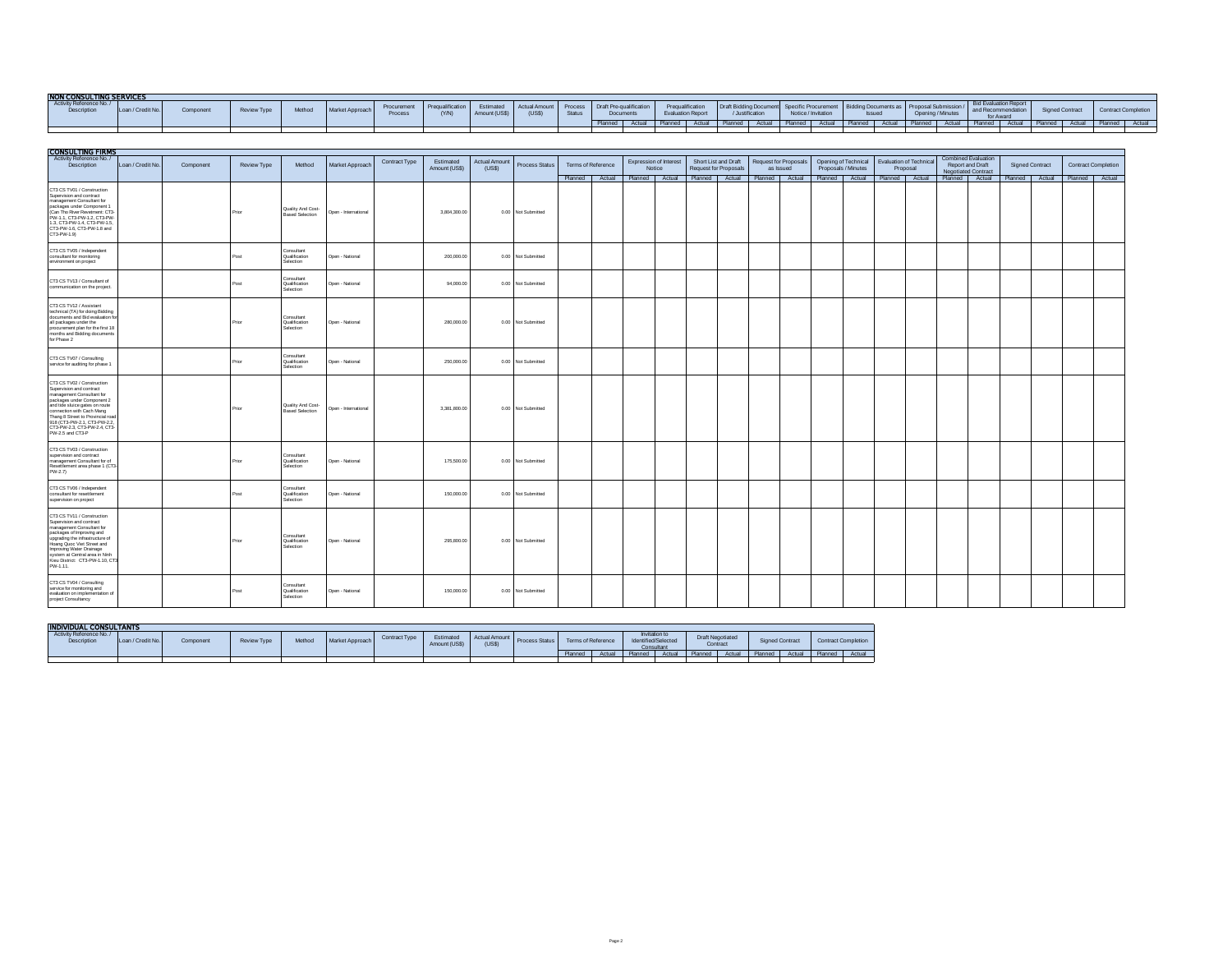## NON CONSULTING SERVICES

| Activity Reference No. / Description | Loan / Credit No. | Component | Review Type | Method | Market Approach | Procurement Process | Prequalification (Y/N) | Estimated Amount (US$) | Actual Amount (US$) | Process Status | Draft Pre-qualification Documents | | Prequalification Evaluation Report | | Draft Bidding Document / Justification | | Specific Procurement Notice / Invitation | | Bidding Documents as Issued | | Proposal Submission / Opening / Minutes | | Bid Evaluation Report and Recommendation for Award | | Signed Contract | | Contract Completion | |
|---|---|---|---|---|---|---|---|---|---|---|---|---|---|---|---|---|---|---|---|---|---|---|---|---|---|---|---|---|
| | | | | | | | | | | | Planned | Actual | Planned | Actual | Planned | Actual | Planned | Actual | Planned | Actual | Planned | Actual | Planned | Actual | Planned | Actual | Planned | Actual |
| | | | | | | | | | | | | | | | | | | | | | | | | | | | | |

## CONSULTING FIRMS

| Activity Reference No. / Description | Loan / Credit No. | Component | Review Type | Method | Market Approach | Contract Type | Estimated Amount (US$) | Actual Amount (US$) | Process Status | Terms of Reference | | Expression of Interest Notice | | Short List and Draft Request for Proposals | | Request for Proposals as Issued | | Opening of Technical Proposals / Minutes | | Evaluation of Technical Proposal | | Combined Evaluation Report and Draft Negotiated Contract | | Signed Contract | | Contract Completion | |
|---|---|---|---|---|---|---|---|---|---|---|---|---|---|---|---|---|---|---|---|---|---|---|---|---|---|---|---|
| | | | | | | | | | | Planned | Actual | Planned | Actual | Planned | Actual | Planned | Actual | Planned | Actual | Planned | Actual | Planned | Actual | Planned | Actual | Planned | Actual |
| CT3 CS TV01 / Construction Supervision and contract management Consultant for packages under Component 1 (Can Tho River Revetment: CT3-PW-1.1, CT3-PW-1.2, CT3-PW-1.3, CT3-PW-1.4, CT3-PW-1.5, CT3-PW-1.6, CT3-PW-1.8 and CT3-PW-1.9) | | | Prior | Quality And Cost-Based Selection | Open - International | | 3,804,300.00 | 0.00 | Not Submitted | | | | | | | | | | | | | | | | | | |
| CT3 CS TV05 / Independent consultant for monitoring environment on project | | | Post | Consultant Qualification Selection | Open - National | | 200,000.00 | 0.00 | Not Submitted | | | | | | | | | | | | | | | | | | |
| CT3 CS TV13 / Consultant of communication on the project. | | | Post | Consultant Qualification Selection | Open - National | | 94,000.00 | 0.00 | Not Submitted | | | | | | | | | | | | | | | | | | |
| CT3 CS TV12 / Assistant technical (TA) for doing Bidding documents and Bid evaluation for all packages under the procurement plan for the first 18 months and Bidding documents for Phase 2 | | | Prior | Consultant Qualification Selection | Open - National | | 280,000.00 | 0.00 | Not Submitted | | | | | | | | | | | | | | | | | | |
| CT3 CS TV07 / Consulting service for auditing for phase 1 | | | Prior | Consultant Qualification Selection | Open - National | | 250,000.00 | 0.00 | Not Submitted | | | | | | | | | | | | | | | | | | |
| CT3 CS TV02 / Construction Supervision and contract management Consultant for packages under Component 2 and tide sluice gates on route connection with Cach Mang Thang 8 Street to Provincial road 918 (CT3-PW-2.1, CT3-PW-2.2, CT3-PW-2.3, CT3-PW-2.4, CT3-PW-2.5 and CT3-P | | | Prior | Quality And Cost-Based Selection | Open - International | | 3,381,800.00 | 0.00 | Not Submitted | | | | | | | | | | | | | | | | | | |
| CT3 CS TV03 / Construction supervision and contract management Consultant for of Resettlement area phase 1 (CT3-PW-2.7) | | | Prior | Consultant Qualification Selection | Open - National | | 175,500.00 | 0.00 | Not Submitted | | | | | | | | | | | | | | | | | | |
| CT3 CS TV06 / Independent consultant for resettlement supervision on project | | | Post | Consultant Qualification Selection | Open - National | | 150,000.00 | 0.00 | Not Submitted | | | | | | | | | | | | | | | | | | |
| CT3 CS TV11 / Construction Supervision and contract management Consultant for packages of Improving and upgrading the infrastructure of Hoang Quoc Viet Street and Improving Water Drainage system at Central area in Ninh Kieu District: CT3-PW-1.10, CT3-PW-1.11. | | | Prior | Consultant Qualification Selection | Open - National | | 295,600.00 | 0.00 | Not Submitted | | | | | | | | | | | | | | | | | | |
| CT3 CS TV04 / Consulting service for monitoring and evaluation on implementation of project Consultancy | | | Post | Consultant Qualification Selection | Open - National | | 150,000.00 | 0.00 | Not Submitted | | | | | | | | | | | | | | | | | | |

## INDIVIDUAL CONSULTANTS

| Activity Reference No. / Description | Loan / Credit No. | Component | Review Type | Method | Market Approach | Contract Type | Estimated Amount (US$) | Actual Amount (US$) | Process Status | Terms of Reference | | Invitation to Identified/Selected Consultant | | Draft Negotiated Contract | | Signed Contract | | Contract Completion | |
|---|---|---|---|---|---|---|---|---|---|---|---|---|---|---|---|---|---|---|---|
| | | | | | | | | | | Planned | Actual | Planned | Actual | Planned | Actual | Planned | Actual | Planned | Actual |
| | | | | | | | | | | | | | | | | | | | |